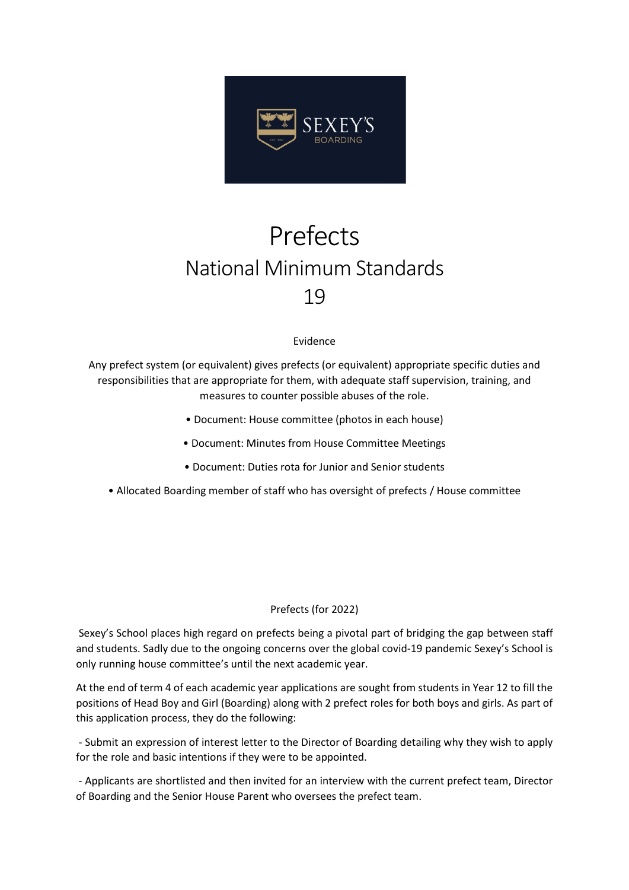# Prefects

## National Minimum Standards

## 19

Evidence

Any prefect system (or equivalent) gives prefects (or equivalent) appropriate specific duties and responsibilities that are appropriate for them, with adequate staff supervision, training, and measures to counter possible abuses of the role.

- Document: House committee (photos in each house)
- Document: Minutes from House Committee Meetings
- Document: Duties rota for Junior and Senior students
- Allocated Boarding member of staff who has oversight of prefects / House committee

Prefects (for 2022)

Sexey's School places high regard on prefects being a pivotal part of bridging the gap between staff and students. Sadly due to the ongoing concerns over the global covid-19 pandemic Sexey's School is only running house committee's until the next academic year.

At the end of term 4 of each academic year applications are sought from students in Year 12 to fill the positions of Head Boy and Girl (Boarding) along with 2 prefect roles for both boys and girls. As part of this application process, they do the following:

- Submit an expression of interest letter to the Director of Boarding detailing why they wish to apply for the role and basic intentions if they were to be appointed.

- Applicants are shortlisted and then invited for an interview with the current prefect team, Director of Boarding and the Senior House Parent who oversees the prefect team.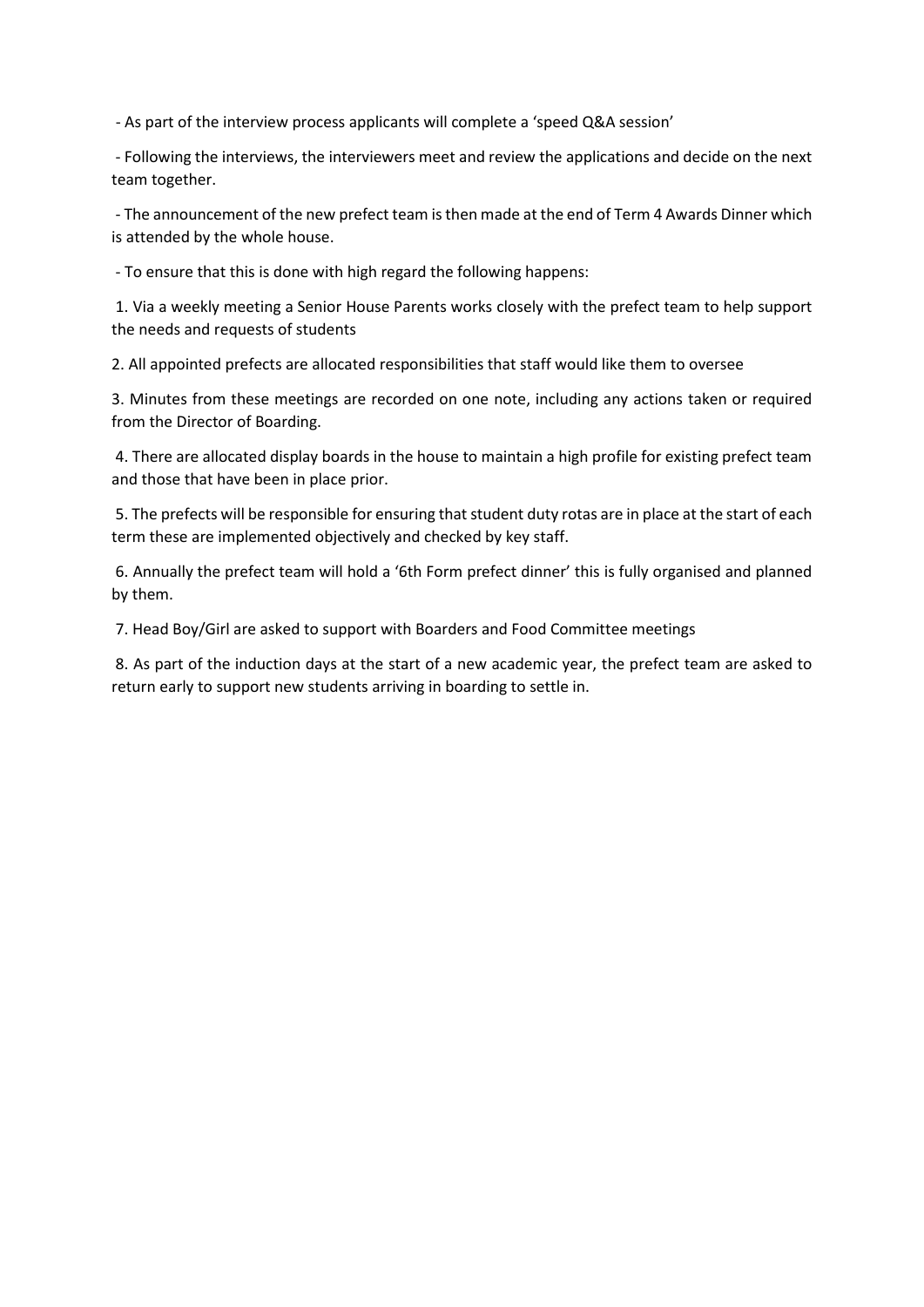- As part of the interview process applicants will complete a 'speed Q&A session'

- Following the interviews, the interviewers meet and review the applications and decide on the next team together.

- The announcement of the new prefect team is then made at the end of Term 4 Awards Dinner which is attended by the whole house.

- To ensure that this is done with high regard the following happens:

1. Via a weekly meeting a Senior House Parents works closely with the prefect team to help support the needs and requests of students

2. All appointed prefects are allocated responsibilities that staff would like them to oversee

3. Minutes from these meetings are recorded on one note, including any actions taken or required from the Director of Boarding.

4. There are allocated display boards in the house to maintain a high profile for existing prefect team and those that have been in place prior.

5. The prefects will be responsible for ensuring that student duty rotas are in place at the start of each term these are implemented objectively and checked by key staff.

6. Annually the prefect team will hold a '6th Form prefect dinner' this is fully organised and planned by them.

7. Head Boy/Girl are asked to support with Boarders and Food Committee meetings

8. As part of the induction days at the start of a new academic year, the prefect team are asked to return early to support new students arriving in boarding to settle in.